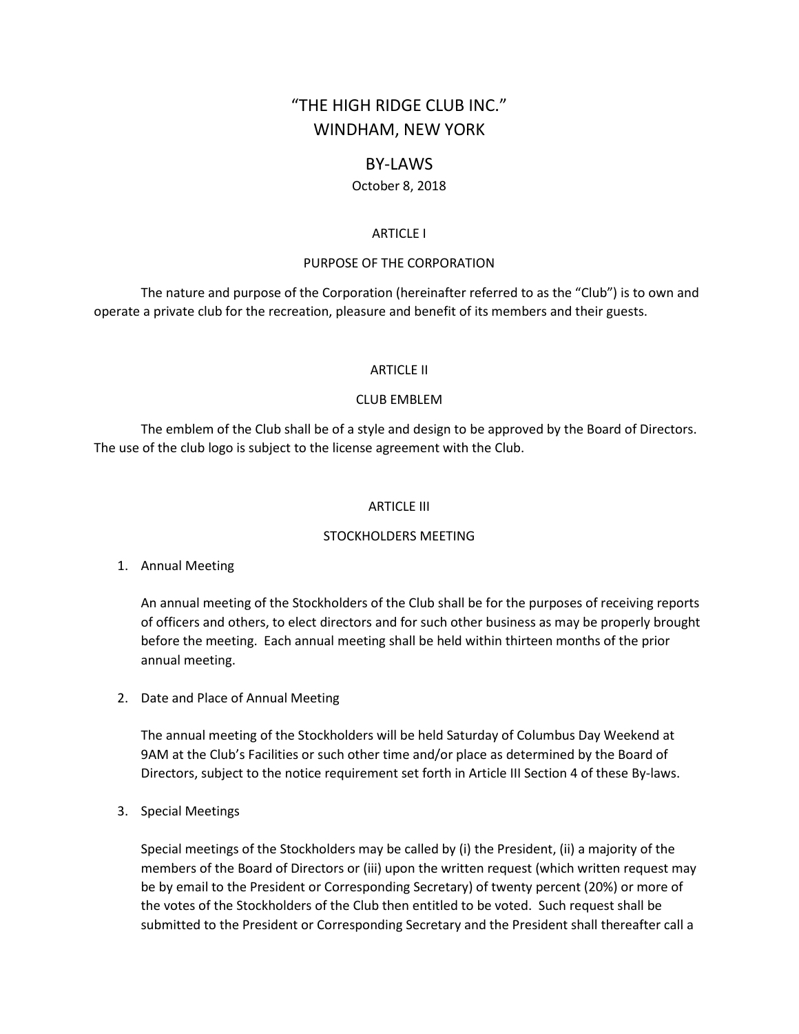# "THE HIGH RIDGE CLUB INC."
# WINDHAM, NEW YORK

## BY-LAWS

October 8, 2018

## ARTICLE I

### PURPOSE OF THE CORPORATION

The nature and purpose of the Corporation (hereinafter referred to as the "Club") is to own and operate a private club for the recreation, pleasure and benefit of its members and their guests.

## ARTICLE II

### CLUB EMBLEM

The emblem of the Club shall be of a style and design to be approved by the Board of Directors. The use of the club logo is subject to the license agreement with the Club.

## ARTICLE III

### STOCKHOLDERS MEETING

1. Annual Meeting

   An annual meeting of the Stockholders of the Club shall be for the purposes of receiving reports of officers and others, to elect directors and for such other business as may be properly brought before the meeting. Each annual meeting shall be held within thirteen months of the prior annual meeting.

2. Date and Place of Annual Meeting

   The annual meeting of the Stockholders will be held Saturday of Columbus Day Weekend at 9AM at the Club's Facilities or such other time and/or place as determined by the Board of Directors, subject to the notice requirement set forth in Article III Section 4 of these By-laws.

3. Special Meetings

   Special meetings of the Stockholders may be called by (i) the President, (ii) a majority of the members of the Board of Directors or (iii) upon the written request (which written request may be by email to the President or Corresponding Secretary) of twenty percent (20%) or more of the votes of the Stockholders of the Club then entitled to be voted. Such request shall be submitted to the President or Corresponding Secretary and the President shall thereafter call a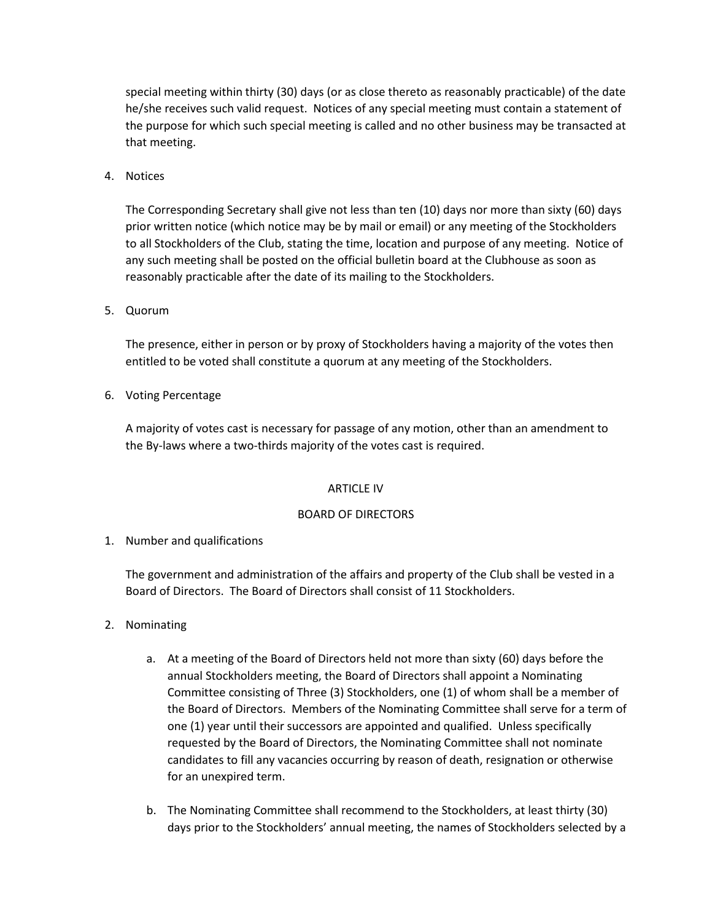special meeting within thirty (30) days (or as close thereto as reasonably practicable) of the date he/she receives such valid request. Notices of any special meeting must contain a statement of the purpose for which such special meeting is called and no other business may be transacted at that meeting.

4. Notices

   The Corresponding Secretary shall give not less than ten (10) days nor more than sixty (60) days prior written notice (which notice may be by mail or email) or any meeting of the Stockholders to all Stockholders of the Club, stating the time, location and purpose of any meeting. Notice of any such meeting shall be posted on the official bulletin board at the Clubhouse as soon as reasonably practicable after the date of its mailing to the Stockholders.

5. Quorum

   The presence, either in person or by proxy of Stockholders having a majority of the votes then entitled to be voted shall constitute a quorum at any meeting of the Stockholders.

6. Voting Percentage

   A majority of votes cast is necessary for passage of any motion, other than an amendment to the By-laws where a two-thirds majority of the votes cast is required.

## ARTICLE IV

## BOARD OF DIRECTORS

1. Number and qualifications

   The government and administration of the affairs and property of the Club shall be vested in a Board of Directors. The Board of Directors shall consist of 11 Stockholders.

2. Nominating

   a. At a meeting of the Board of Directors held not more than sixty (60) days before the annual Stockholders meeting, the Board of Directors shall appoint a Nominating Committee consisting of Three (3) Stockholders, one (1) of whom shall be a member of the Board of Directors. Members of the Nominating Committee shall serve for a term of one (1) year until their successors are appointed and qualified. Unless specifically requested by the Board of Directors, the Nominating Committee shall not nominate candidates to fill any vacancies occurring by reason of death, resignation or otherwise for an unexpired term.

   b. The Nominating Committee shall recommend to the Stockholders, at least thirty (30) days prior to the Stockholders' annual meeting, the names of Stockholders selected by a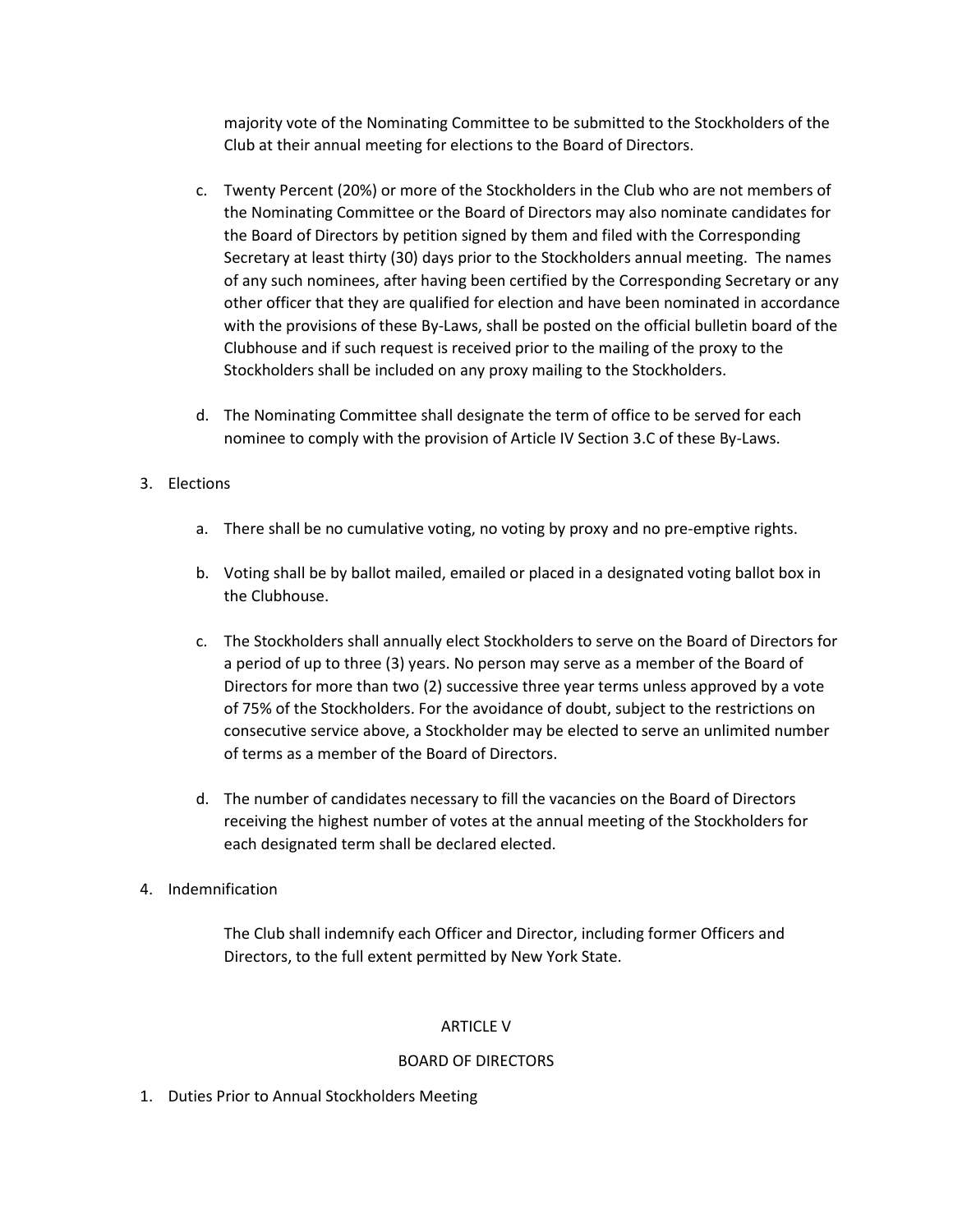majority vote of the Nominating Committee to be submitted to the Stockholders of the Club at their annual meeting for elections to the Board of Directors.

c. Twenty Percent (20%) or more of the Stockholders in the Club who are not members of the Nominating Committee or the Board of Directors may also nominate candidates for the Board of Directors by petition signed by them and filed with the Corresponding Secretary at least thirty (30) days prior to the Stockholders annual meeting. The names of any such nominees, after having been certified by the Corresponding Secretary or any other officer that they are qualified for election and have been nominated in accordance with the provisions of these By-Laws, shall be posted on the official bulletin board of the Clubhouse and if such request is received prior to the mailing of the proxy to the Stockholders shall be included on any proxy mailing to the Stockholders.

d. The Nominating Committee shall designate the term of office to be served for each nominee to comply with the provision of Article IV Section 3.C of these By-Laws.

3. Elections

   a. There shall be no cumulative voting, no voting by proxy and no pre-emptive rights.

   b. Voting shall be by ballot mailed, emailed or placed in a designated voting ballot box in the Clubhouse.

   c. The Stockholders shall annually elect Stockholders to serve on the Board of Directors for a period of up to three (3) years. No person may serve as a member of the Board of Directors for more than two (2) successive three year terms unless approved by a vote of 75% of the Stockholders. For the avoidance of doubt, subject to the restrictions on consecutive service above, a Stockholder may be elected to serve an unlimited number of terms as a member of the Board of Directors.

   d. The number of candidates necessary to fill the vacancies on the Board of Directors receiving the highest number of votes at the annual meeting of the Stockholders for each designated term shall be declared elected.

4. Indemnification

   The Club shall indemnify each Officer and Director, including former Officers and Directors, to the full extent permitted by New York State.

## ARTICLE V

## BOARD OF DIRECTORS

1. Duties Prior to Annual Stockholders Meeting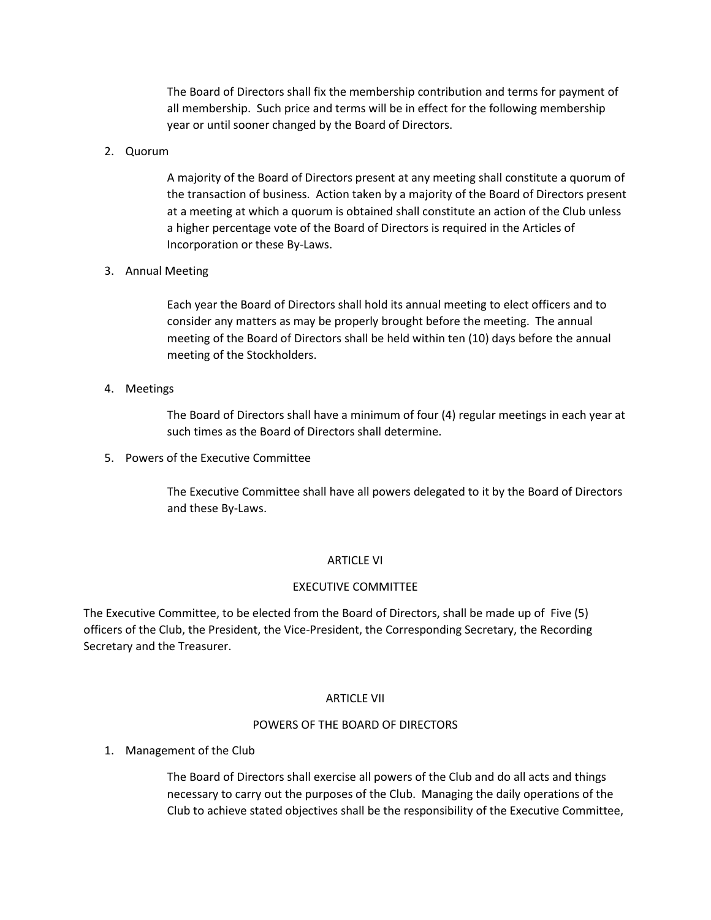The Board of Directors shall fix the membership contribution and terms for payment of all membership. Such price and terms will be in effect for the following membership year or until sooner changed by the Board of Directors.

2. Quorum

   A majority of the Board of Directors present at any meeting shall constitute a quorum of the transaction of business. Action taken by a majority of the Board of Directors present at a meeting at which a quorum is obtained shall constitute an action of the Club unless a higher percentage vote of the Board of Directors is required in the Articles of Incorporation or these By-Laws.

3. Annual Meeting

   Each year the Board of Directors shall hold its annual meeting to elect officers and to consider any matters as may be properly brought before the meeting. The annual meeting of the Board of Directors shall be held within ten (10) days before the annual meeting of the Stockholders.

4. Meetings

   The Board of Directors shall have a minimum of four (4) regular meetings in each year at such times as the Board of Directors shall determine.

5. Powers of the Executive Committee

   The Executive Committee shall have all powers delegated to it by the Board of Directors and these By-Laws.

## ARTICLE VI

## EXECUTIVE COMMITTEE

The Executive Committee, to be elected from the Board of Directors, shall be made up of Five (5) officers of the Club, the President, the Vice-President, the Corresponding Secretary, the Recording Secretary and the Treasurer.

## ARTICLE VII

## POWERS OF THE BOARD OF DIRECTORS

1. Management of the Club

   The Board of Directors shall exercise all powers of the Club and do all acts and things necessary to carry out the purposes of the Club. Managing the daily operations of the Club to achieve stated objectives shall be the responsibility of the Executive Committee,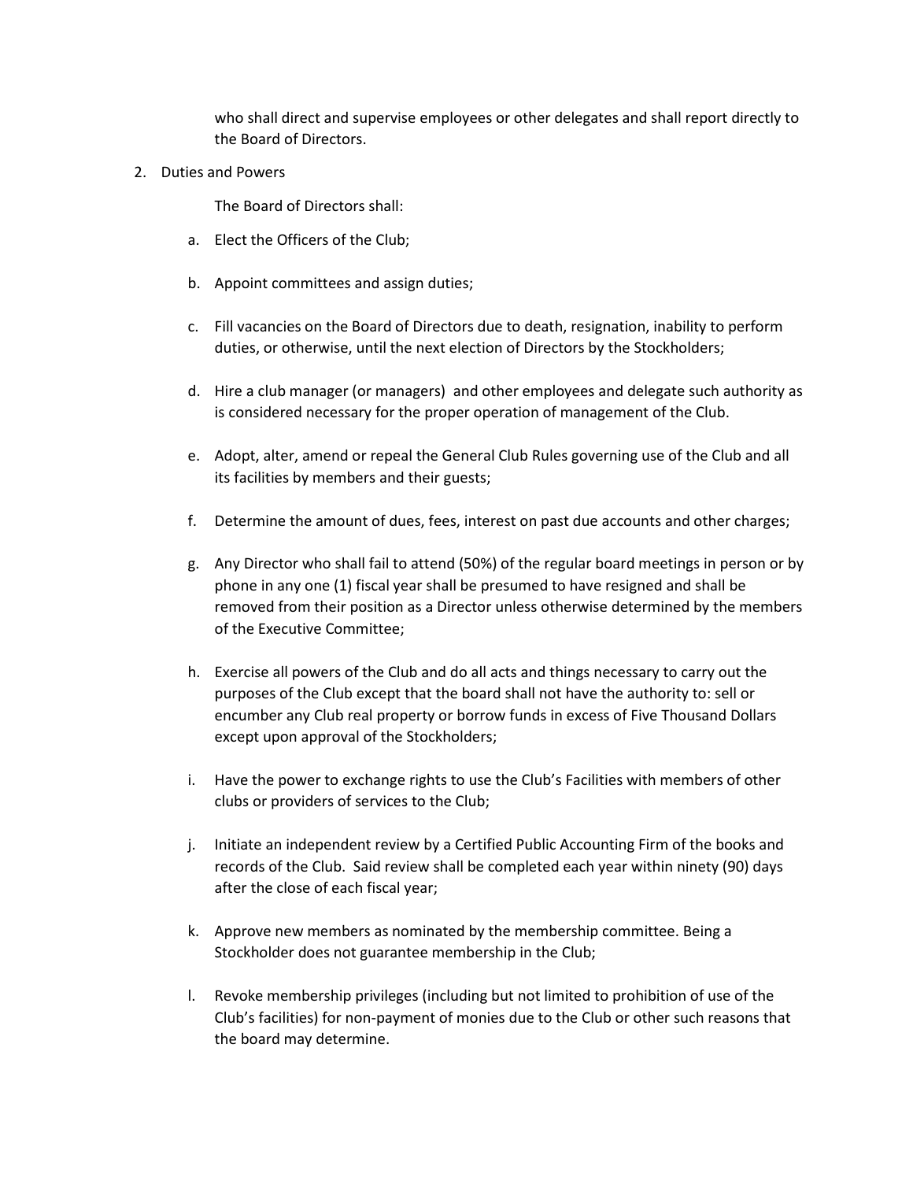who shall direct and supervise employees or other delegates and shall report directly to the Board of Directors.

2. Duties and Powers

   The Board of Directors shall:

   a. Elect the Officers of the Club;

   b. Appoint committees and assign duties;

   c. Fill vacancies on the Board of Directors due to death, resignation, inability to perform duties, or otherwise, until the next election of Directors by the Stockholders;

   d. Hire a club manager (or managers) and other employees and delegate such authority as is considered necessary for the proper operation of management of the Club.

   e. Adopt, alter, amend or repeal the General Club Rules governing use of the Club and all its facilities by members and their guests;

   f. Determine the amount of dues, fees, interest on past due accounts and other charges;

   g. Any Director who shall fail to attend (50%) of the regular board meetings in person or by phone in any one (1) fiscal year shall be presumed to have resigned and shall be removed from their position as a Director unless otherwise determined by the members of the Executive Committee;

   h. Exercise all powers of the Club and do all acts and things necessary to carry out the purposes of the Club except that the board shall not have the authority to: sell or encumber any Club real property or borrow funds in excess of Five Thousand Dollars except upon approval of the Stockholders;

   i. Have the power to exchange rights to use the Club's Facilities with members of other clubs or providers of services to the Club;

   j. Initiate an independent review by a Certified Public Accounting Firm of the books and records of the Club. Said review shall be completed each year within ninety (90) days after the close of each fiscal year;

   k. Approve new members as nominated by the membership committee. Being a Stockholder does not guarantee membership in the Club;

   l. Revoke membership privileges (including but not limited to prohibition of use of the Club's facilities) for non-payment of monies due to the Club or other such reasons that the board may determine.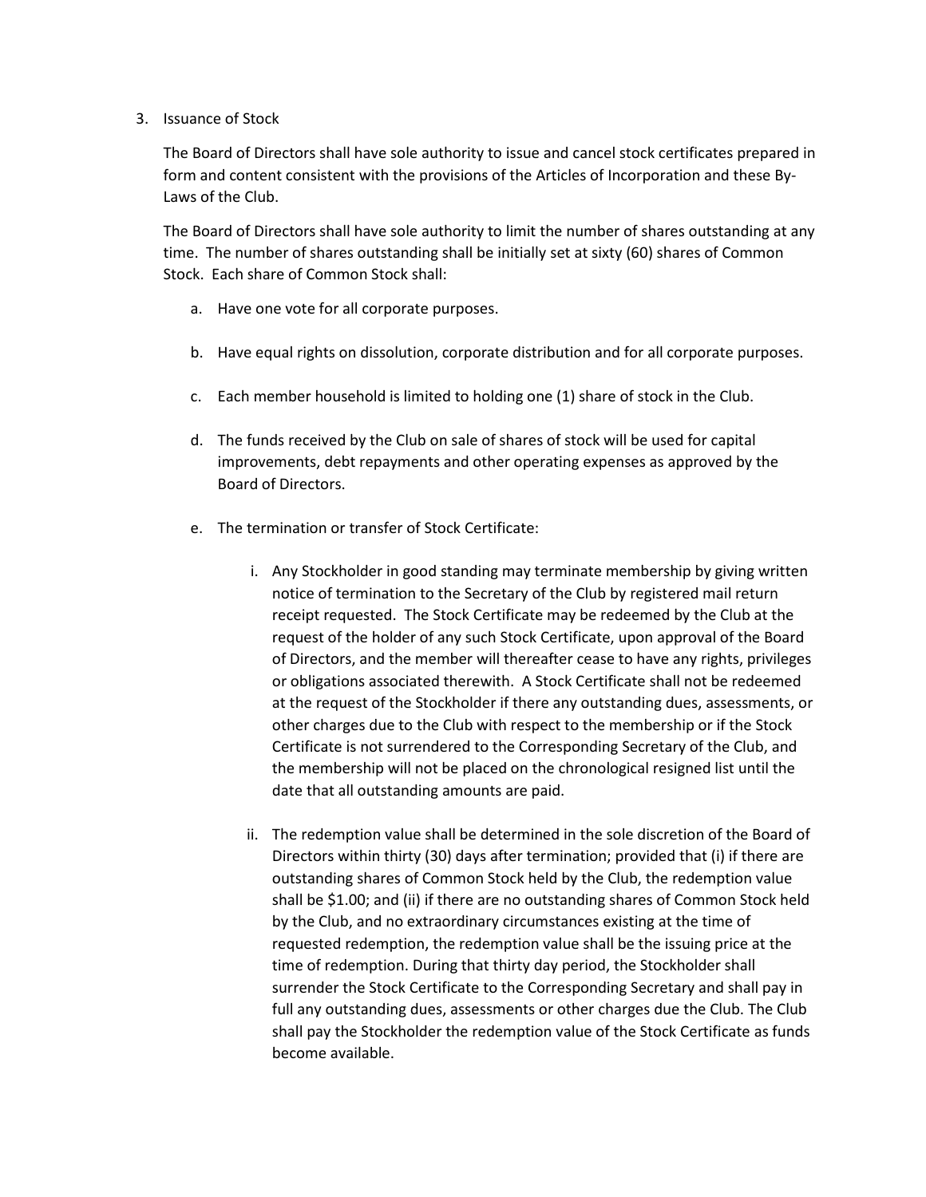3. Issuance of Stock

   The Board of Directors shall have sole authority to issue and cancel stock certificates prepared in form and content consistent with the provisions of the Articles of Incorporation and these By-Laws of the Club.

   The Board of Directors shall have sole authority to limit the number of shares outstanding at any time. The number of shares outstanding shall be initially set at sixty (60) shares of Common Stock. Each share of Common Stock shall:

   a. Have one vote for all corporate purposes.

   b. Have equal rights on dissolution, corporate distribution and for all corporate purposes.

   c. Each member household is limited to holding one (1) share of stock in the Club.

   d. The funds received by the Club on sale of shares of stock will be used for capital improvements, debt repayments and other operating expenses as approved by the Board of Directors.

   e. The termination or transfer of Stock Certificate:

      i. Any Stockholder in good standing may terminate membership by giving written notice of termination to the Secretary of the Club by registered mail return receipt requested. The Stock Certificate may be redeemed by the Club at the request of the holder of any such Stock Certificate, upon approval of the Board of Directors, and the member will thereafter cease to have any rights, privileges or obligations associated therewith. A Stock Certificate shall not be redeemed at the request of the Stockholder if there any outstanding dues, assessments, or other charges due to the Club with respect to the membership or if the Stock Certificate is not surrendered to the Corresponding Secretary of the Club, and the membership will not be placed on the chronological resigned list until the date that all outstanding amounts are paid.

      ii. The redemption value shall be determined in the sole discretion of the Board of Directors within thirty (30) days after termination; provided that (i) if there are outstanding shares of Common Stock held by the Club, the redemption value shall be $1.00; and (ii) if there are no outstanding shares of Common Stock held by the Club, and no extraordinary circumstances existing at the time of requested redemption, the redemption value shall be the issuing price at the time of redemption. During that thirty day period, the Stockholder shall surrender the Stock Certificate to the Corresponding Secretary and shall pay in full any outstanding dues, assessments or other charges due the Club. The Club shall pay the Stockholder the redemption value of the Stock Certificate as funds become available.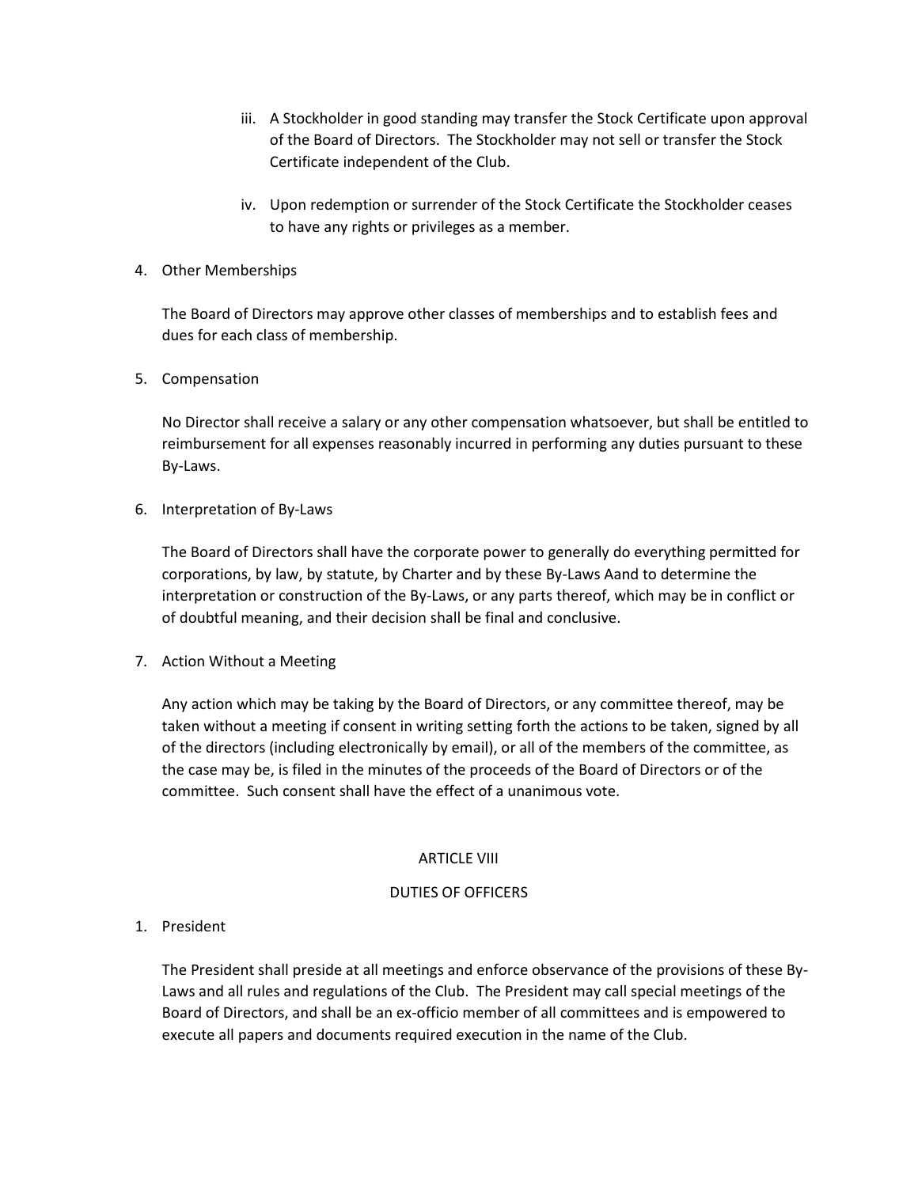iii. A Stockholder in good standing may transfer the Stock Certificate upon approval of the Board of Directors. The Stockholder may not sell or transfer the Stock Certificate independent of the Club.

iv. Upon redemption or surrender of the Stock Certificate the Stockholder ceases to have any rights or privileges as a member.

4. Other Memberships

   The Board of Directors may approve other classes of memberships and to establish fees and dues for each class of membership.

5. Compensation

   No Director shall receive a salary or any other compensation whatsoever, but shall be entitled to reimbursement for all expenses reasonably incurred in performing any duties pursuant to these By-Laws.

6. Interpretation of By-Laws

   The Board of Directors shall have the corporate power to generally do everything permitted for corporations, by law, by statute, by Charter and by these By-Laws Aand to determine the interpretation or construction of the By-Laws, or any parts thereof, which may be in conflict or of doubtful meaning, and their decision shall be final and conclusive.

7. Action Without a Meeting

   Any action which may be taking by the Board of Directors, or any committee thereof, may be taken without a meeting if consent in writing setting forth the actions to be taken, signed by all of the directors (including electronically by email), or all of the members of the committee, as the case may be, is filed in the minutes of the proceeds of the Board of Directors or of the committee. Such consent shall have the effect of a unanimous vote.

## ARTICLE VIII

## DUTIES OF OFFICERS

1. President

   The President shall preside at all meetings and enforce observance of the provisions of these By-Laws and all rules and regulations of the Club. The President may call special meetings of the Board of Directors, and shall be an ex-officio member of all committees and is empowered to execute all papers and documents required execution in the name of the Club.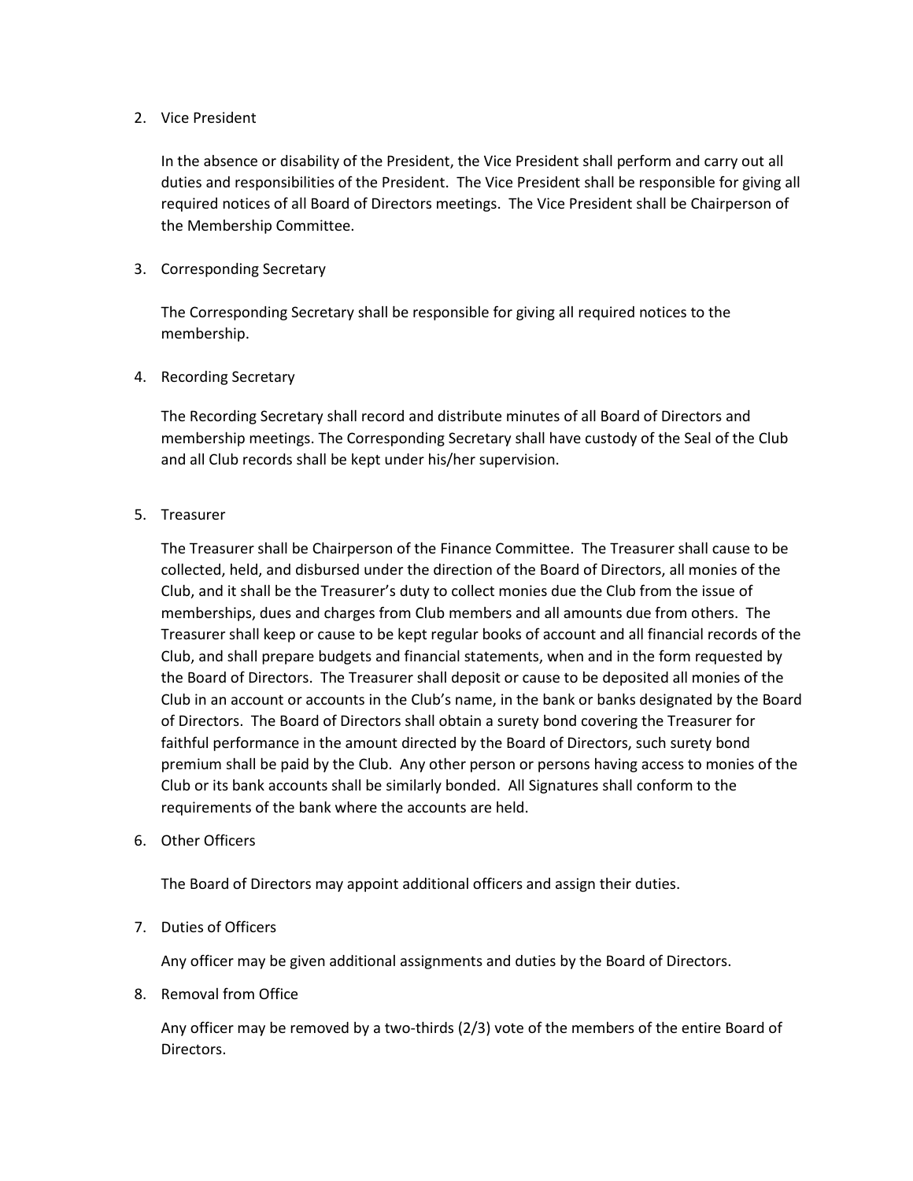2. Vice President

   In the absence or disability of the President, the Vice President shall perform and carry out all duties and responsibilities of the President. The Vice President shall be responsible for giving all required notices of all Board of Directors meetings. The Vice President shall be Chairperson of the Membership Committee.

3. Corresponding Secretary

   The Corresponding Secretary shall be responsible for giving all required notices to the membership.

4. Recording Secretary

   The Recording Secretary shall record and distribute minutes of all Board of Directors and membership meetings. The Corresponding Secretary shall have custody of the Seal of the Club and all Club records shall be kept under his/her supervision.

5. Treasurer

   The Treasurer shall be Chairperson of the Finance Committee. The Treasurer shall cause to be collected, held, and disbursed under the direction of the Board of Directors, all monies of the Club, and it shall be the Treasurer's duty to collect monies due the Club from the issue of memberships, dues and charges from Club members and all amounts due from others. The Treasurer shall keep or cause to be kept regular books of account and all financial records of the Club, and shall prepare budgets and financial statements, when and in the form requested by the Board of Directors. The Treasurer shall deposit or cause to be deposited all monies of the Club in an account or accounts in the Club's name, in the bank or banks designated by the Board of Directors. The Board of Directors shall obtain a surety bond covering the Treasurer for faithful performance in the amount directed by the Board of Directors, such surety bond premium shall be paid by the Club. Any other person or persons having access to monies of the Club or its bank accounts shall be similarly bonded. All Signatures shall conform to the requirements of the bank where the accounts are held.

6. Other Officers

   The Board of Directors may appoint additional officers and assign their duties.

7. Duties of Officers

   Any officer may be given additional assignments and duties by the Board of Directors.

8. Removal from Office

   Any officer may be removed by a two-thirds (2/3) vote of the members of the entire Board of Directors.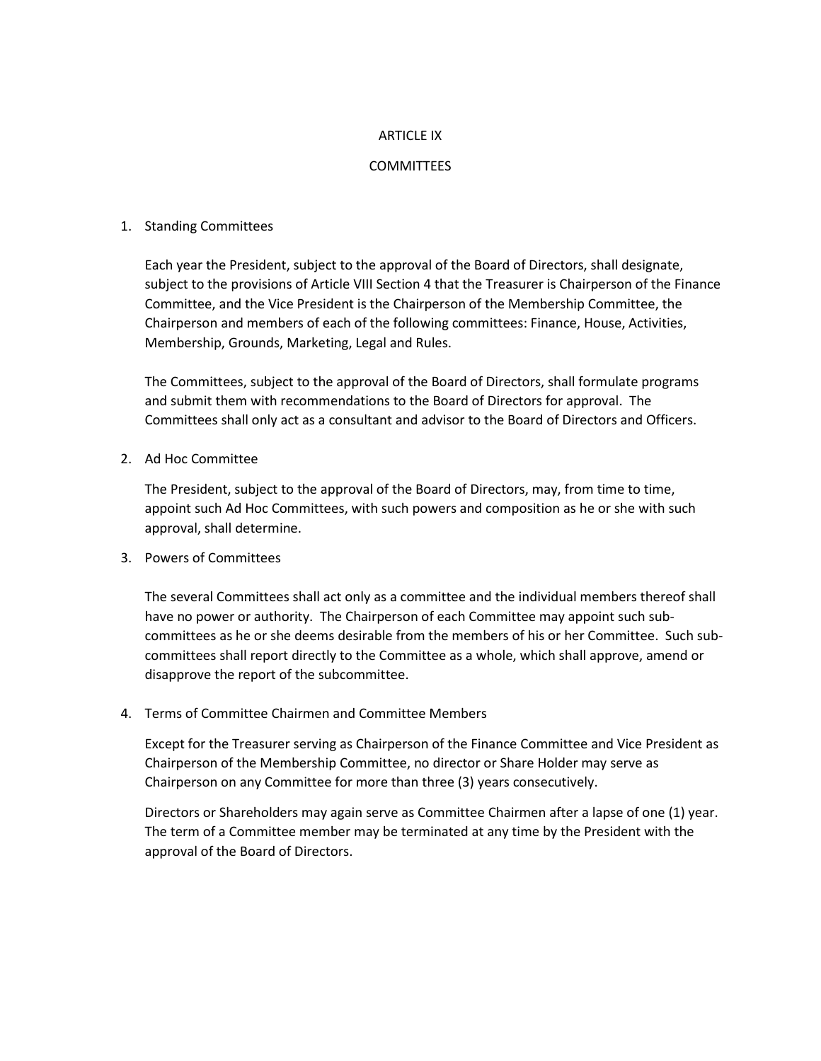# ARTICLE IX

## COMMITTEES

1. Standing Committees

   Each year the President, subject to the approval of the Board of Directors, shall designate, subject to the provisions of Article VIII Section 4 that the Treasurer is Chairperson of the Finance Committee, and the Vice President is the Chairperson of the Membership Committee, the Chairperson and members of each of the following committees: Finance, House, Activities, Membership, Grounds, Marketing, Legal and Rules.

   The Committees, subject to the approval of the Board of Directors, shall formulate programs and submit them with recommendations to the Board of Directors for approval. The Committees shall only act as a consultant and advisor to the Board of Directors and Officers.

2. Ad Hoc Committee

   The President, subject to the approval of the Board of Directors, may, from time to time, appoint such Ad Hoc Committees, with such powers and composition as he or she with such approval, shall determine.

3. Powers of Committees

   The several Committees shall act only as a committee and the individual members thereof shall have no power or authority. The Chairperson of each Committee may appoint such sub-committees as he or she deems desirable from the members of his or her Committee. Such sub-committees shall report directly to the Committee as a whole, which shall approve, amend or disapprove the report of the subcommittee.

4. Terms of Committee Chairmen and Committee Members

   Except for the Treasurer serving as Chairperson of the Finance Committee and Vice President as Chairperson of the Membership Committee, no director or Share Holder may serve as Chairperson on any Committee for more than three (3) years consecutively.

   Directors or Shareholders may again serve as Committee Chairmen after a lapse of one (1) year. The term of a Committee member may be terminated at any time by the President with the approval of the Board of Directors.